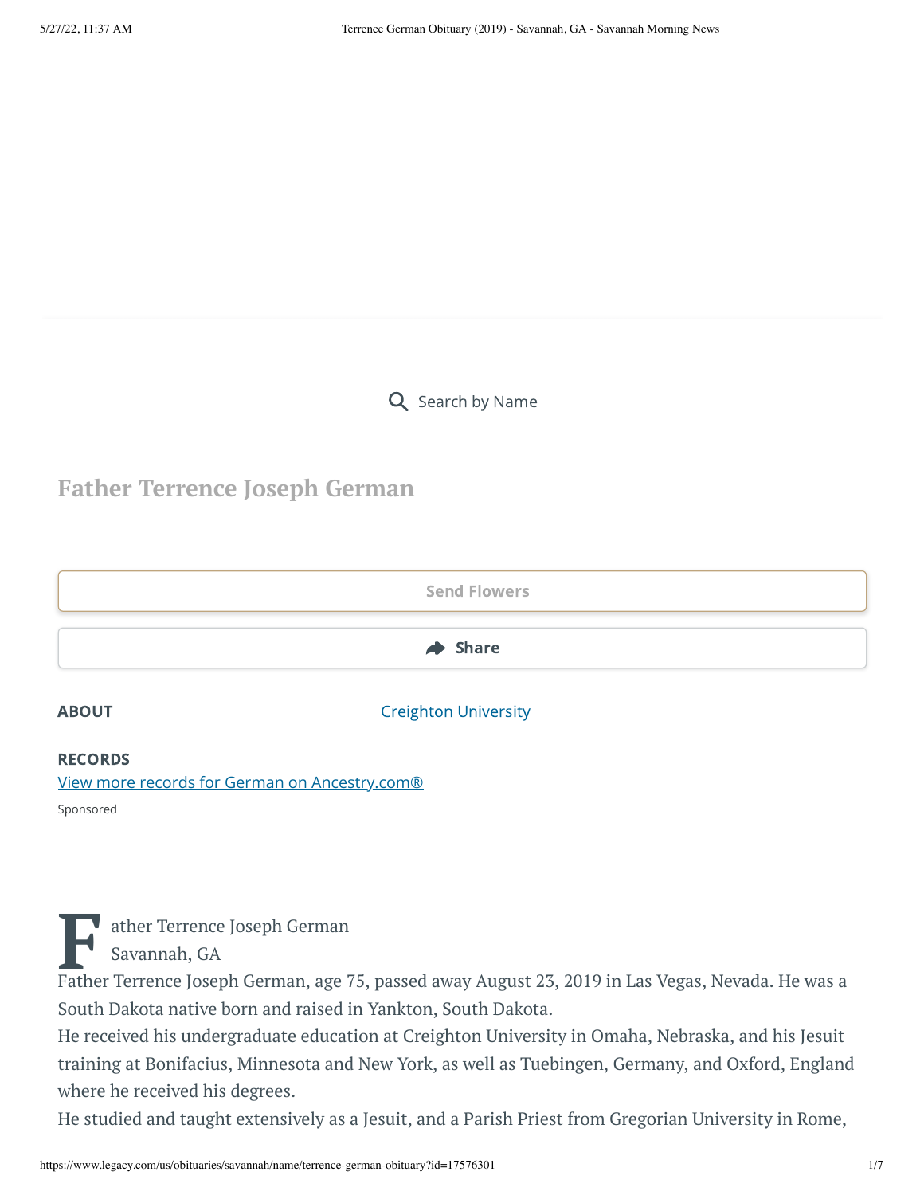Search by Name

# Father Terrence Joseph German

Send Flowers

Share

**ABOUT** [Creighton University]

**RECORDS**
[View more records for German on Ancestry.com®]

Sponsored

Father Terrence Joseph German
Savannah, GA
Father Terrence Joseph German, age 75, passed away August 23, 2019 in Las Vegas, Nevada. He was a South Dakota native born and raised in Yankton, South Dakota.
He received his undergraduate education at Creighton University in Omaha, Nebraska, and his Jesuit training at Bonifacius, Minnesota and New York, as well as Tuebingen, Germany, and Oxford, England where he received his degrees.
He studied and taught extensively as a Jesuit, and a Parish Priest from Gregorian University in Rome,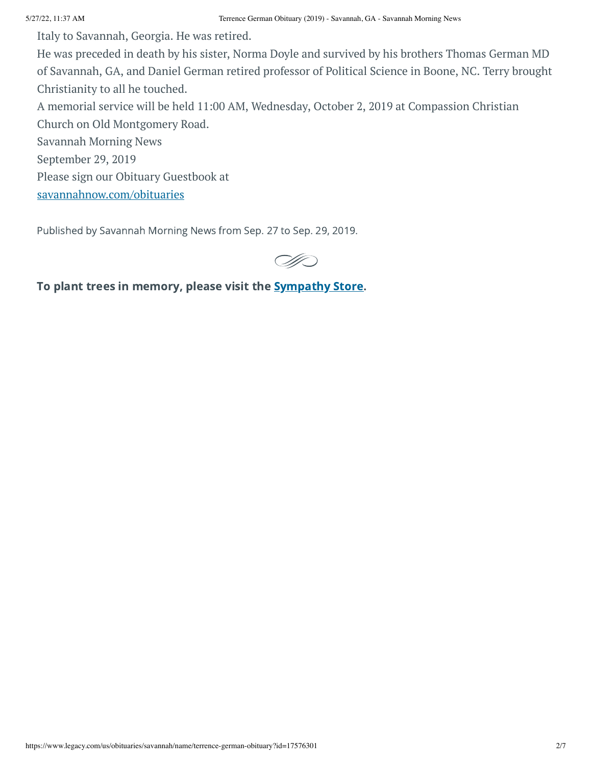Italy to Savannah, Georgia. He was retired.

He was preceded in death by his sister, Norma Doyle and survived by his brothers Thomas German MD of Savannah, GA, and Daniel German retired professor of Political Science in Boone, NC. Terry brought Christianity to all he touched.

A memorial service will be held 11:00 AM, Wednesday, October 2, 2019 at Compassion Christian Church on Old Montgomery Road.

Savannah Morning News

September 29, 2019

Please sign our Obituary Guestbook at

savannahnow.com/obituaries

Published by Savannah Morning News from Sep. 27 to Sep. 29, 2019.

**To plant trees in memory, please visit the Sympathy Store.**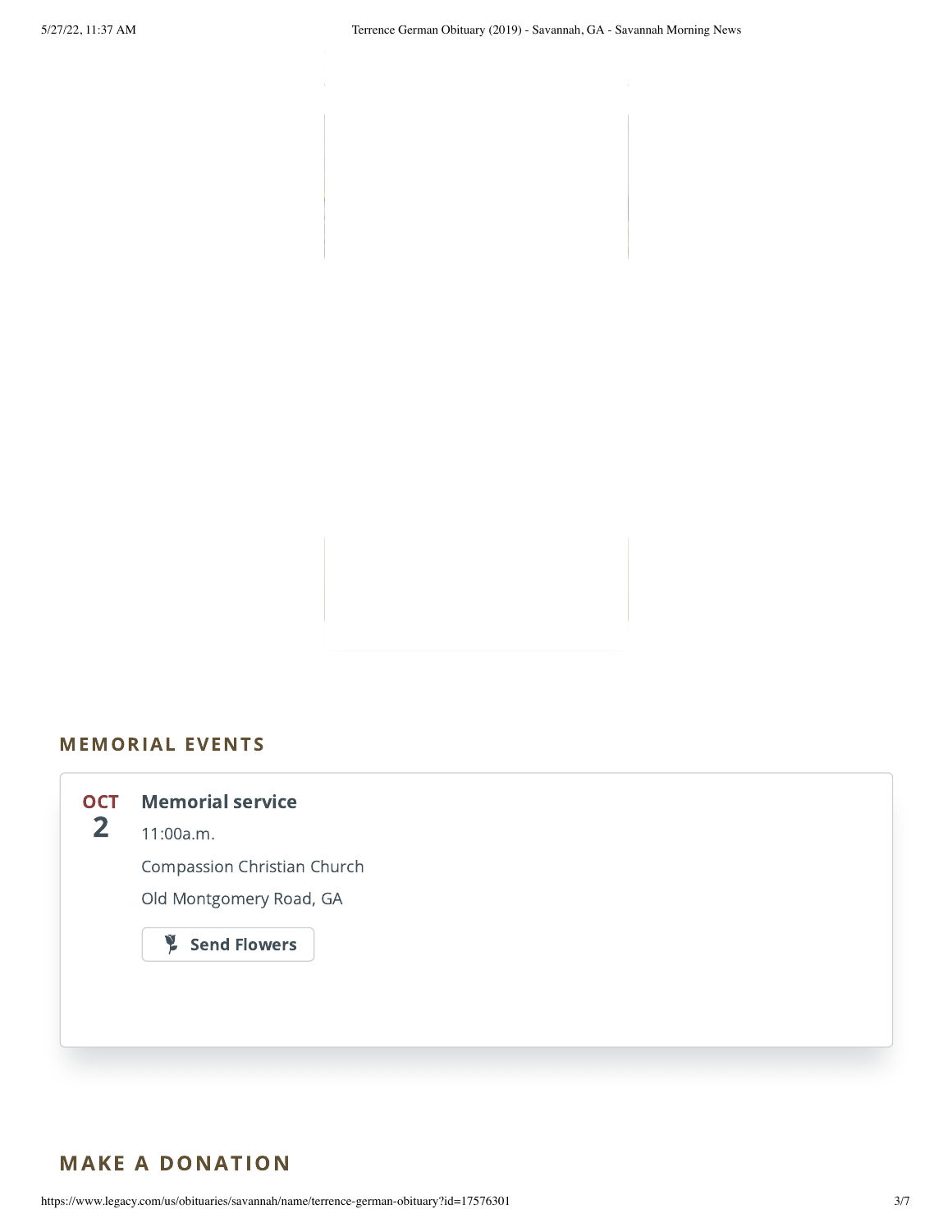## MEMORIAL EVENTS

**OCT 2**

### Memorial service

11:00a.m.

Compassion Christian Church

Old Montgomery Road, GA

Send Flowers

## MAKE A DONATION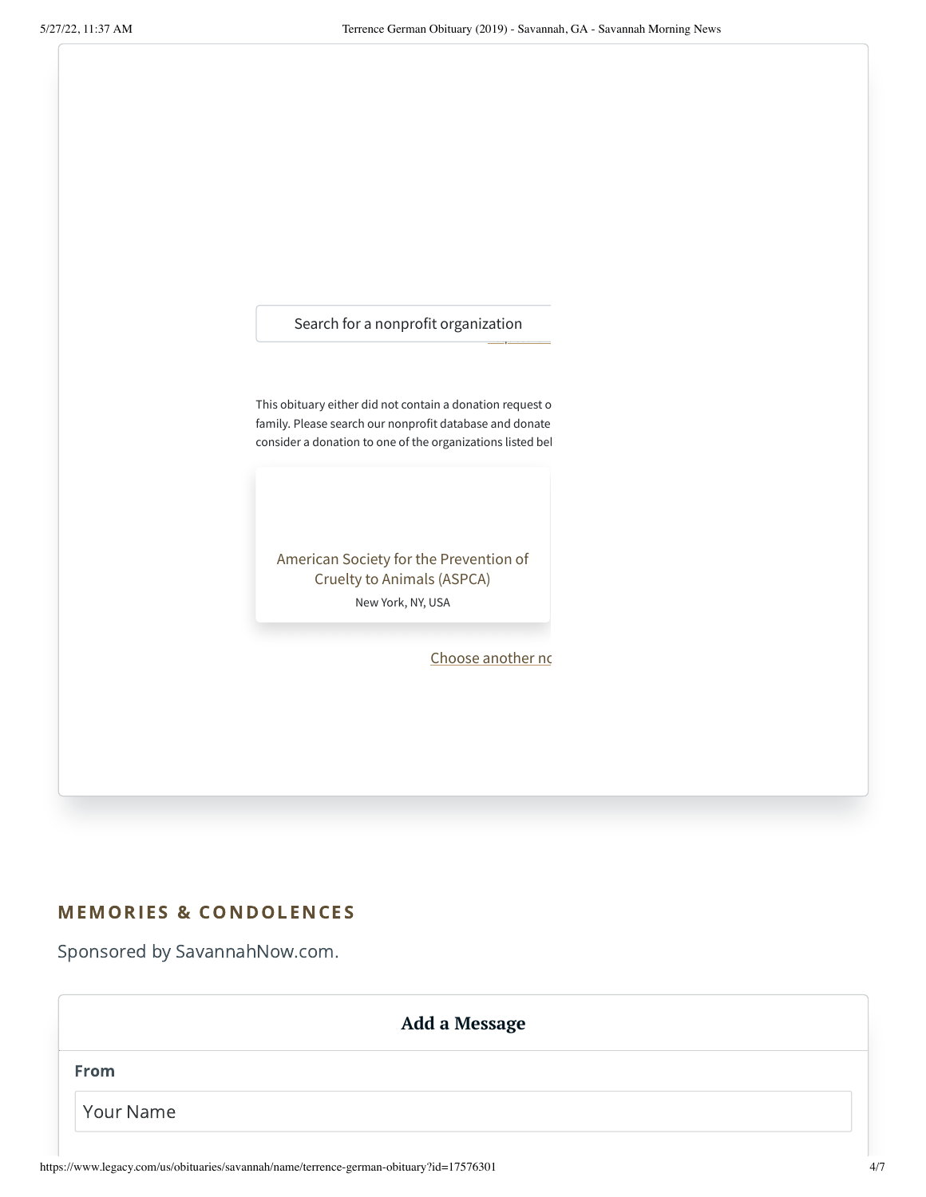Search for a nonprofit organization

This obituary either did not contain a donation request o
family. Please search our nonprofit database and donate
consider a donation to one of the organizations listed bel

American Society for the Prevention of Cruelty to Animals (ASPCA)
New York, NY, USA

Choose another nc

## MEMORIES & CONDOLENCES

Sponsored by SavannahNow.com.

### Add a Message

**From**

Your Name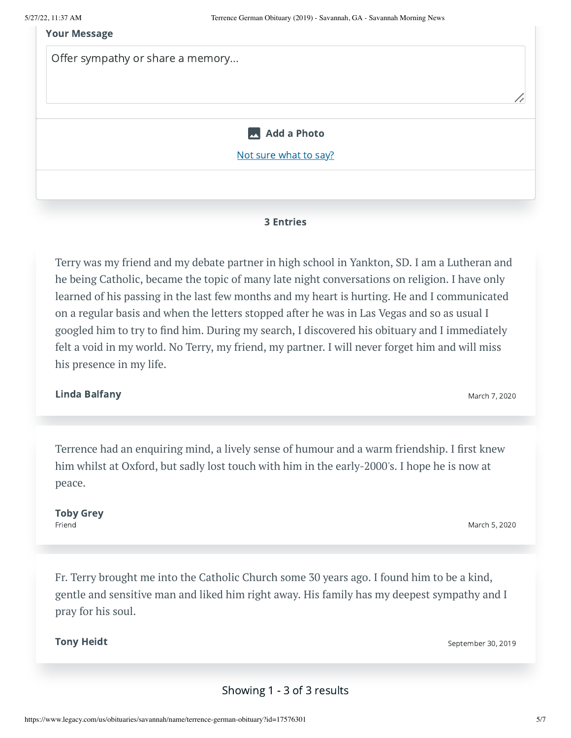**Your Message**

Offer sympathy or share a memory...

**Add a Photo**

Not sure what to say?

**3 Entries**

Terry was my friend and my debate partner in high school in Yankton, SD. I am a Lutheran and he being Catholic, became the topic of many late night conversations on religion. I have only learned of his passing in the last few months and my heart is hurting. He and I communicated on a regular basis and when the letters stopped after he was in Las Vegas and so as usual I googled him to try to find him. During my search, I discovered his obituary and I immediately felt a void in my world. No Terry, my friend, my partner. I will never forget him and will miss his presence in my life.

**Linda Balfany**

March 7, 2020

Terrence had an enquiring mind, a lively sense of humour and a warm friendship. I first knew him whilst at Oxford, but sadly lost touch with him in the early-2000's. I hope he is now at peace.

**Toby Grey**
Friend

March 5, 2020

Fr. Terry brought me into the Catholic Church some 30 years ago. I found him to be a kind, gentle and sensitive man and liked him right away. His family has my deepest sympathy and I pray for his soul.

**Tony Heidt**

September 30, 2019

Showing 1 - 3 of 3 results